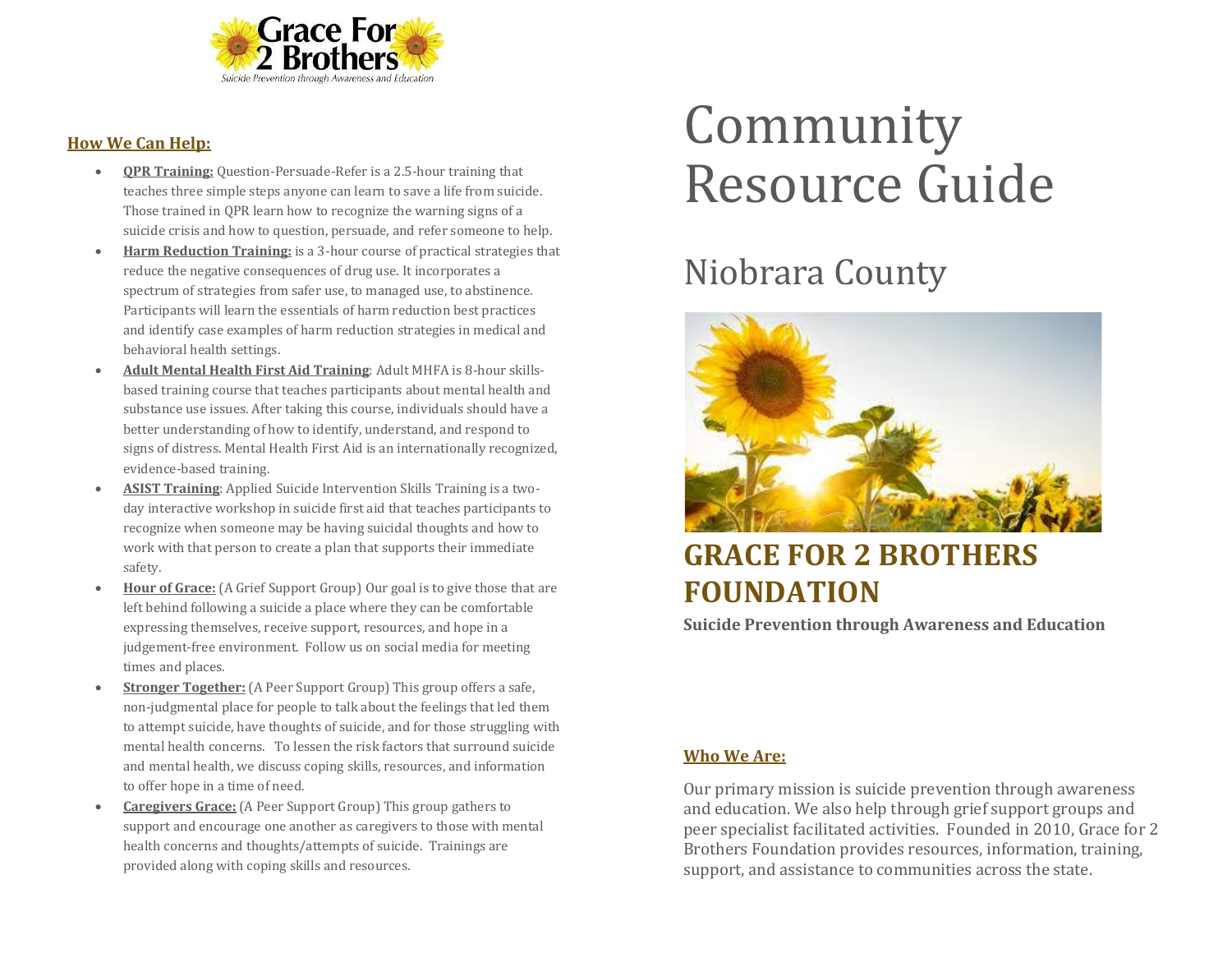Grace For 2 Brothers

*Suicide Prevention through Awareness and Education*

## How We Can Help:

- **QPR Training:** Question-Persuade-Refer is a 2.5-hour training that teaches three simple steps anyone can learn to save a life from suicide. Those trained in QPR learn how to recognize the warning signs of a suicide crisis and how to question, persuade, and refer someone to help.
- **Harm Reduction Training:** is a 3-hour course of practical strategies that reduce the negative consequences of drug use. It incorporates a spectrum of strategies from safer use, to managed use, to abstinence. Participants will learn the essentials of harm reduction best practices and identify case examples of harm reduction strategies in medical and behavioral health settings.
- **Adult Mental Health First Aid Training**: Adult MHFA is 8-hour skills-based training course that teaches participants about mental health and substance use issues. After taking this course, individuals should have a better understanding of how to identify, understand, and respond to signs of distress. Mental Health First Aid is an internationally recognized, evidence-based training.
- **ASIST Training**: Applied Suicide Intervention Skills Training is a two-day interactive workshop in suicide first aid that teaches participants to recognize when someone may be having suicidal thoughts and how to work with that person to create a plan that supports their immediate safety.
- **Hour of Grace:** (A Grief Support Group) Our goal is to give those that are left behind following a suicide a place where they can be comfortable expressing themselves, receive support, resources, and hope in a judgement-free environment. Follow us on social media for meeting times and places.
- **Stronger Together:** (A Peer Support Group) This group offers a safe, non-judgmental place for people to talk about the feelings that led them to attempt suicide, have thoughts of suicide, and for those struggling with mental health concerns. To lessen the risk factors that surround suicide and mental health, we discuss coping skills, resources, and information to offer hope in a time of need.
- **Caregivers Grace:** (A Peer Support Group) This group gathers to support and encourage one another as caregivers to those with mental health concerns and thoughts/attempts of suicide. Trainings are provided along with coping skills and resources.

# Community Resource Guide

## Niobrara County

## GRACE FOR 2 BROTHERS FOUNDATION

**Suicide Prevention through Awareness and Education**

## Who We Are:

Our primary mission is suicide prevention through awareness and education. We also help through grief support groups and peer specialist facilitated activities. Founded in 2010, Grace for 2 Brothers Foundation provides resources, information, training, support, and assistance to communities across the state.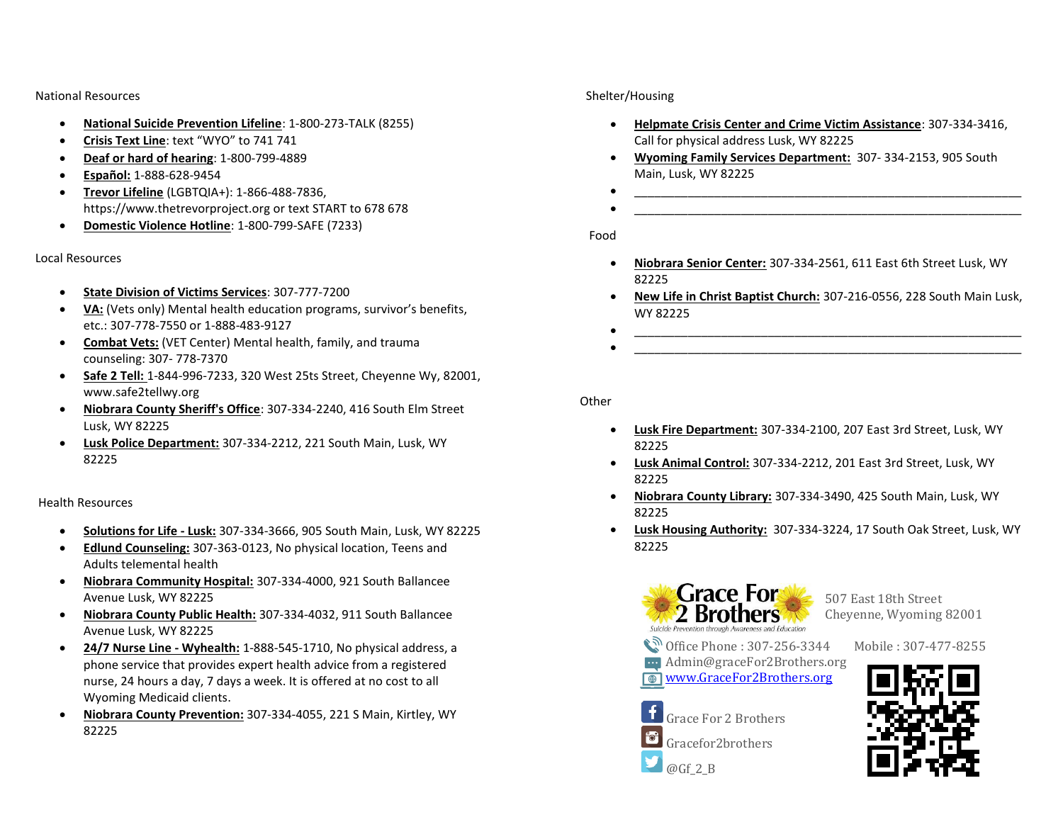National Resources

- **National Suicide Prevention Lifeline**: 1-800-273-TALK (8255)
- **Crisis Text Line**: text "WYO" to 741 741
- **Deaf or hard of hearing**: 1-800-799-4889
- **Español:** 1-888-628-9454
- **Trevor Lifeline** (LGBTQIA+): 1-866-488-7836, https://www.thetrevorproject.org or text START to 678 678
- **Domestic Violence Hotline**: 1-800-799-SAFE (7233)

Local Resources

- **State Division of Victims Services**: 307-777-7200
- **VA:** (Vets only) Mental health education programs, survivor's benefits, etc.: 307-778-7550 or 1-888-483-9127
- **Combat Vets:** (VET Center) Mental health, family, and trauma counseling: 307- 778-7370
- **Safe 2 Tell:** 1-844-996-7233, 320 West 25ts Street, Cheyenne Wy, 82001, www.safe2tellwy.org
- **Niobrara County Sheriff's Office**: 307-334-2240, 416 South Elm Street Lusk, WY 82225
- **Lusk Police Department:** 307-334-2212, 221 South Main, Lusk, WY 82225

Health Resources

- **Solutions for Life - Lusk:** 307-334-3666, 905 South Main, Lusk, WY 82225
- **Edlund Counseling:** 307-363-0123, No physical location, Teens and Adults telemental health
- **Niobrara Community Hospital:** 307-334-4000, 921 South Ballancee Avenue Lusk, WY 82225
- **Niobrara County Public Health:** 307-334-4032, 911 South Ballancee Avenue Lusk, WY 82225
- **24/7 Nurse Line - Wyhealth:** 1-888-545-1710, No physical address, a phone service that provides expert health advice from a registered nurse, 24 hours a day, 7 days a week. It is offered at no cost to all Wyoming Medicaid clients.
- **Niobrara County Prevention:** 307-334-4055, 221 S Main, Kirtley, WY 82225

Shelter/Housing

- **Helpmate Crisis Center and Crime Victim Assistance**: 307-334-3416, Call for physical address Lusk, WY 82225
- **Wyoming Family Services Department:** 307- 334-2153, 905 South Main, Lusk, WY 82225
- ______________________________________________
- ______________________________________________

Food

- **Niobrara Senior Center:** 307-334-2561, 611 East 6th Street Lusk, WY 82225
- **New Life in Christ Baptist Church:** 307-216-0556, 228 South Main Lusk, WY 82225
- ______________________________________________
- ______________________________________________

Other

- **Lusk Fire Department:** 307-334-2100, 207 East 3rd Street, Lusk, WY 82225
- **Lusk Animal Control:** 307-334-2212, 201 East 3rd Street, Lusk, WY 82225
- **Niobrara County Library:** 307-334-3490, 425 South Main, Lusk, WY 82225
- **Lusk Housing Authority:** 307-334-3224, 17 South Oak Street, Lusk, WY 82225

Grace For 2 Brothers
Suicide Prevention through Awareness and Education

507 East 18th Street
Cheyenne, Wyoming 82001

Office Phone : 307-256-3344 Mobile : 307-477-8255
Admin@graceFor2Brothers.org
www.GraceFor2Brothers.org

Grace For 2 Brothers
Gracefor2brothers
@Gf_2_B